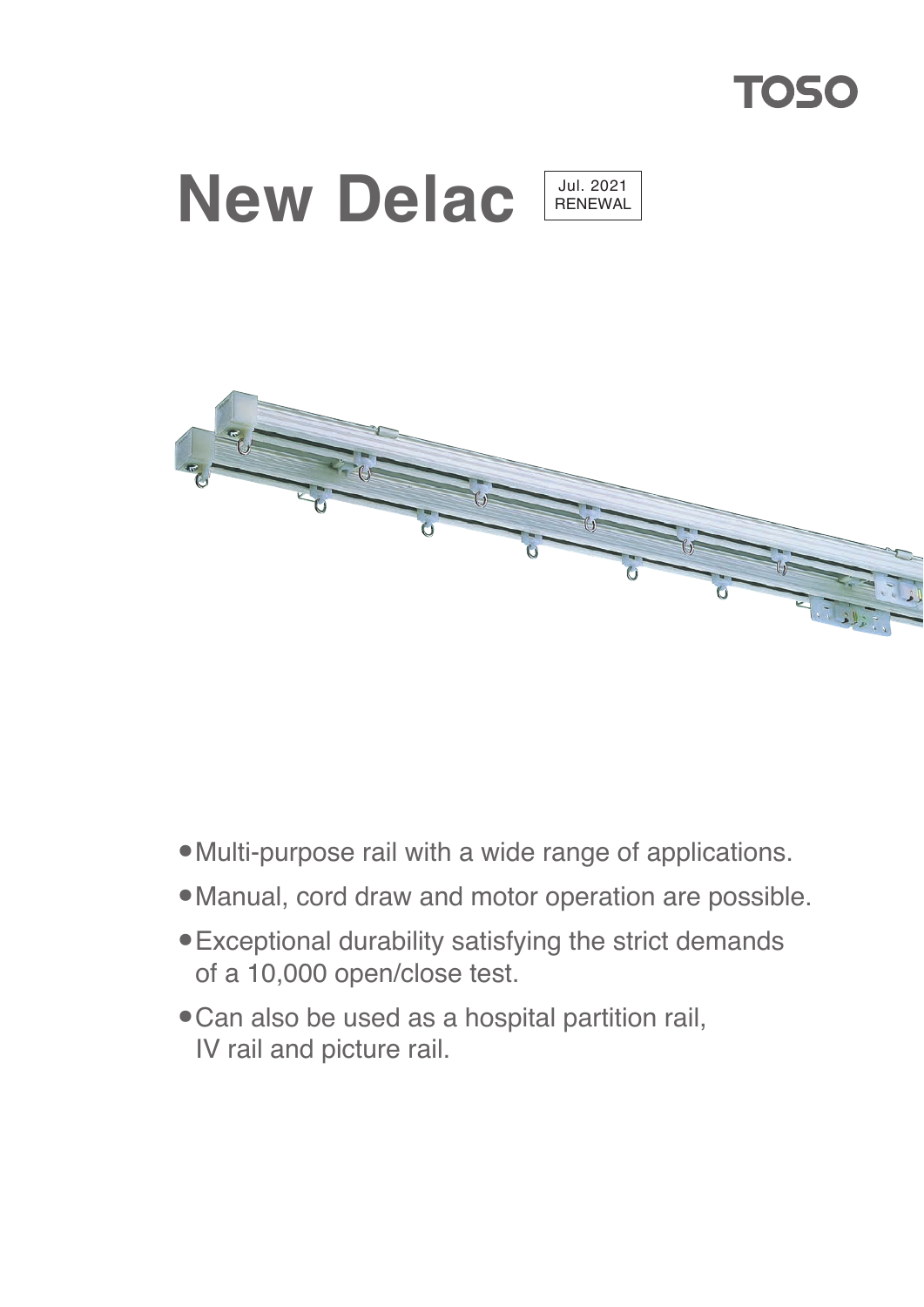TOSO

# New Delac

Jul. 2021
RENEWAL

- Multi-purpose rail with a wide range of applications.
- Manual, cord draw and motor operation are possible.
- Exceptional durability satisfying the strict demands of a 10,000 open/close test.
- Can also be used as a hospital partition rail, IV rail and picture rail.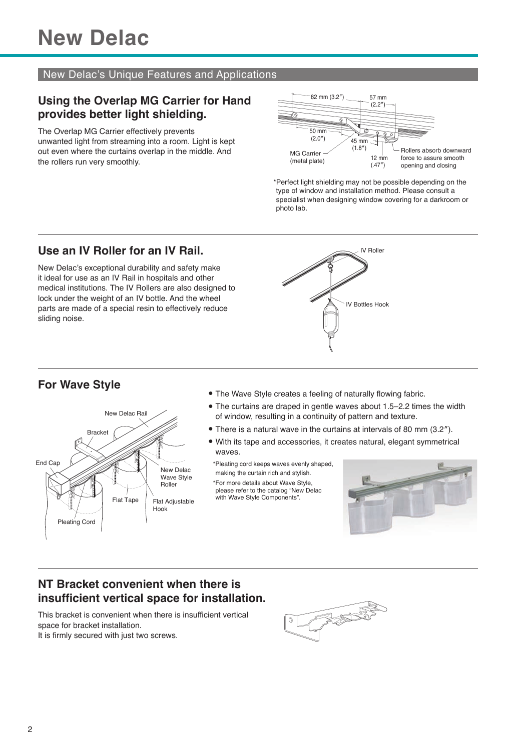# New Delac

## New Delac's Unique Features and Applications

### Using the Overlap MG Carrier for Hand provides better light shielding.

The Overlap MG Carrier effectively prevents unwanted light from streaming into a room. Light is kept out even where the curtains overlap in the middle. And the rollers run very smoothly.

82 mm (3.2″) 57 mm (2.2″) 50 mm (2.0″) 45 mm (1.8″) 12 mm (.47″) MG Carrier (metal plate) Rollers absorb downward force to assure smooth opening and closing

*Perfect light shielding may not be possible depending on the type of window and installation method. Please consult a specialist when designing window covering for a darkroom or photo lab.

### Use an IV Roller for an IV Rail.

New Delac's exceptional durability and safety make it ideal for use as an IV Rail in hospitals and other medical institutions. The IV Rollers are also designed to lock under the weight of an IV bottle. And the wheel parts are made of a special resin to effectively reduce sliding noise.

IV Roller IV Bottles Hook

### For Wave Style

New Delac Rail Bracket End Cap New Delac Wave Style Roller Flat Tape Flat Adjustable Hook Pleating Cord

- The Wave Style creates a feeling of naturally flowing fabric.
- The curtains are draped in gentle waves about 1.5–2.2 times the width of window, resulting in a continuity of pattern and texture.
- There is a natural wave in the curtains at intervals of 80 mm (3.2″).
- With its tape and accessories, it creates natural, elegant symmetrical waves.

*Pleating cord keeps waves evenly shaped, making the curtain rich and stylish.

*For more details about Wave Style, please refer to the catalog "New Delac with Wave Style Components".

### NT Bracket convenient when there is insufficient vertical space for installation.

This bracket is convenient when there is insufficient vertical space for bracket installation.
It is firmly secured with just two screws.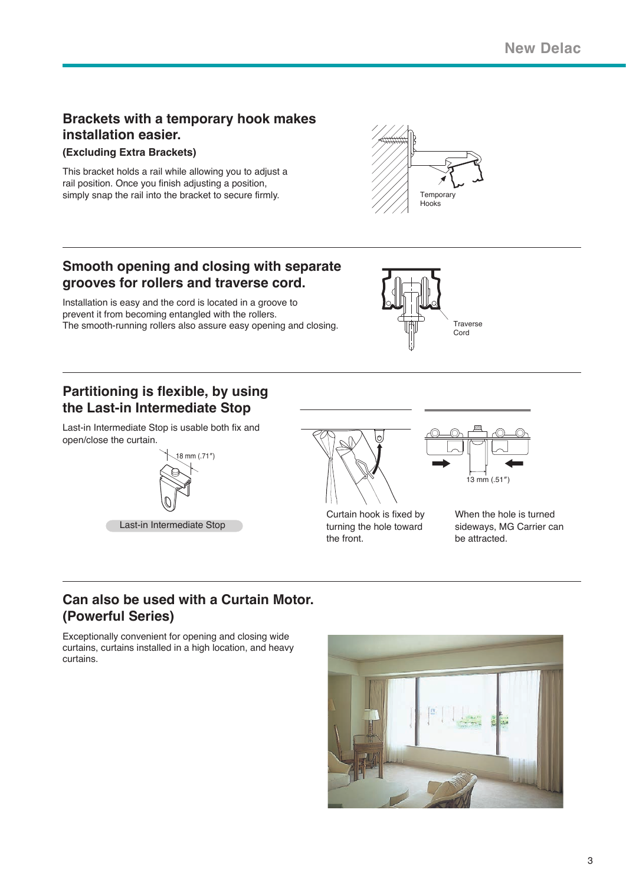## Brackets with a temporary hook makes installation easier.

**(Excluding Extra Brackets)**

This bracket holds a rail while allowing you to adjust a rail position. Once you finish adjusting a position, simply snap the rail into the bracket to secure firmly.

Temporary Hooks

## Smooth opening and closing with separate grooves for rollers and traverse cord.

Installation is easy and the cord is located in a groove to prevent it from becoming entangled with the rollers.
The smooth-running rollers also assure easy opening and closing.

Traverse Cord

## Partitioning is flexible, by using the Last-in Intermediate Stop

Last-in Intermediate Stop is usable both fix and open/close the curtain.

18 mm (.71″)

Last-in Intermediate Stop

Curtain hook is fixed by turning the hole toward the front.

13 mm (.51″)

When the hole is turned sideways, MG Carrier can be attracted.

## Can also be used with a Curtain Motor. (Powerful Series)

Exceptionally convenient for opening and closing wide curtains, curtains installed in a high location, and heavy curtains.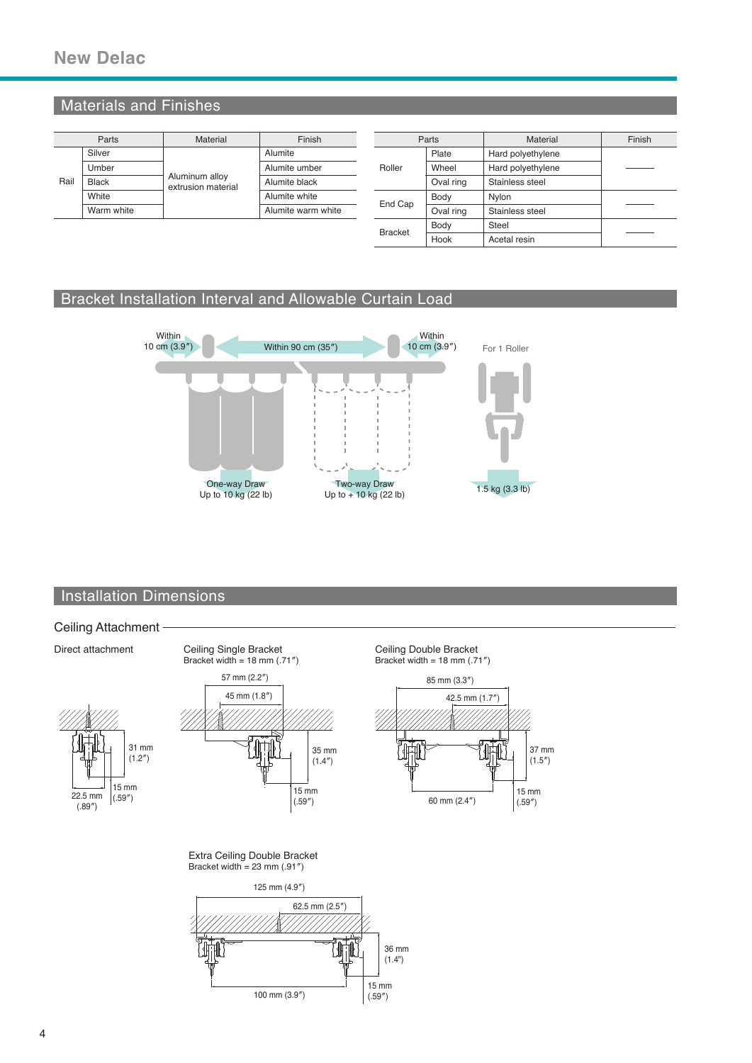# New Delac

## Materials and Finishes

| Parts | | Material | Finish |
|---|---|---|---|
| Rail | Silver | Aluminum alloy extrusion material | Alumite |
| | Umber | | Alumite umber |
| | Black | | Alumite black |
| | White | | Alumite white |
| | Warm white | | Alumite warm white |

| Parts | | Material | Finish |
|---|---|---|---|
| Roller | Plate | Hard polyethylene | ——— |
| | Wheel | Hard polyethylene | |
| | Oval ring | Stainless steel | |
| End Cap | Body | Nylon | ——— |
| | Oval ring | Stainless steel | |
| Bracket | Body | Steel | ——— |
| | Hook | Acetal resin | |

## Bracket Installation Interval and Allowable Curtain Load

Within 10 cm (3.9″)

Within 90 cm (35″)

Within 10 cm (3.9″)

For 1 Roller

One-way Draw
Up to 10 kg (22 lb)

Two-way Draw
Up to + 10 kg (22 lb)

1.5 kg (3.3 lb)

## Installation Dimensions

### Ceiling Attachment

**Direct attachment**

31 mm (1.2″)
15 mm (.59″)
22.5 mm (.89″)

**Ceiling Single Bracket**
Bracket width = 18 mm (.71″)

57 mm (2.2″)
45 mm (1.8″)
35 mm (1.4″)
15 mm (.59″)

**Ceiling Double Bracket**
Bracket width = 18 mm (.71″)

85 mm (3.3″)
42.5 mm (1.7″)
37 mm (1.5″)
60 mm (2.4″)
15 mm (.59″)

**Extra Ceiling Double Bracket**
Bracket width = 23 mm (.91″)

125 mm (4.9″)
62.5 mm (2.5″)
36 mm (1.4″)
100 mm (3.9″)
15 mm (.59″)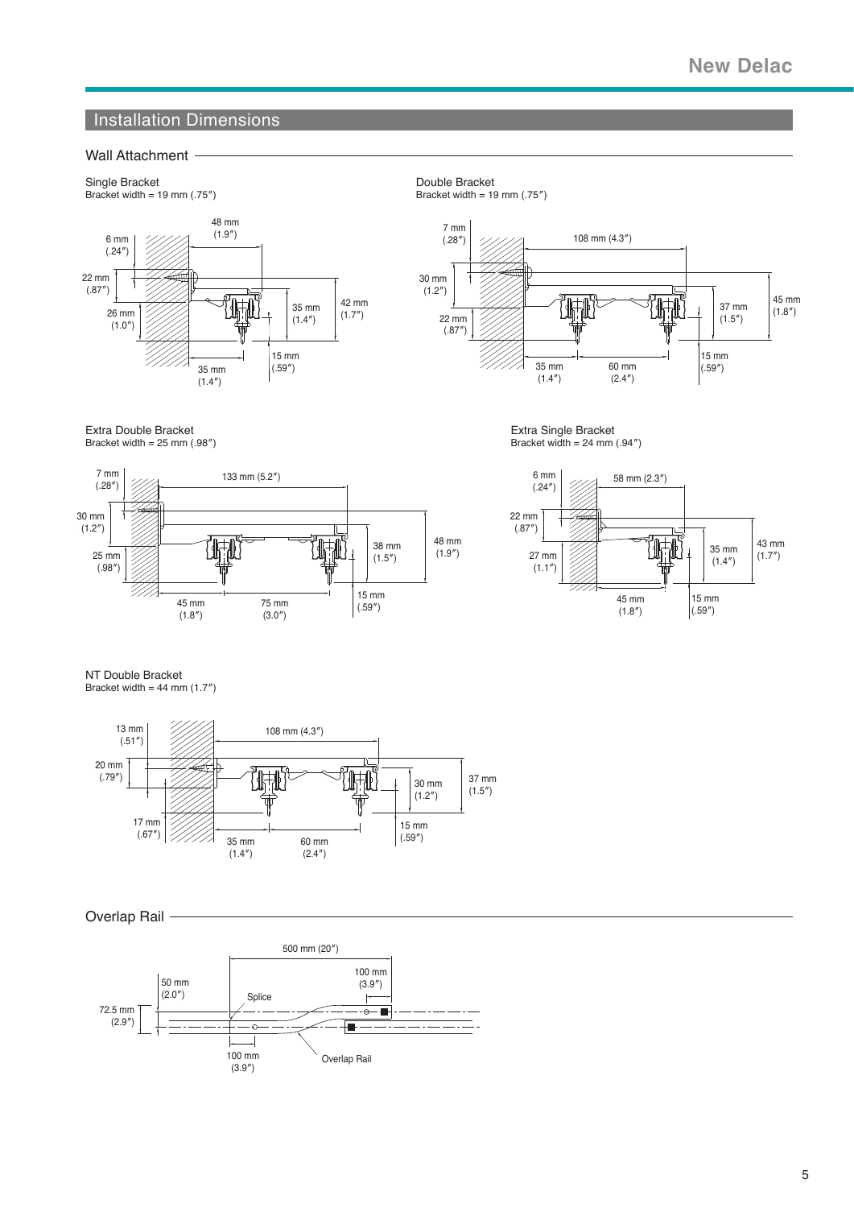## Installation Dimensions

### Wall Attachment

Single Bracket
Bracket width = 19 mm (.75″)

48 mm (1.9″)
6 mm (.24″)
22 mm (.87″)
26 mm (1.0″)
35 mm (1.4″)
42 mm (1.7″)
15 mm (.59″)
35 mm (1.4″)

Double Bracket
Bracket width = 19 mm (.75″)

7 mm (.28″)
108 mm (4.3″)
30 mm (1.2″)
22 mm (.87″)
37 mm (1.5″)
45 mm (1.8″)
15 mm (.59″)
35 mm (1.4″)
60 mm (2.4″)

Extra Double Bracket
Bracket width = 25 mm (.98″)

7 mm (.28″)
133 mm (5.2″)
30 mm (1.2″)
25 mm (.98″)
38 mm (1.5″)
48 mm (1.9″)
15 mm (.59″)
45 mm (1.8″)
75 mm (3.0″)

Extra Single Bracket
Bracket width = 24 mm (.94″)

6 mm (.24″)
58 mm (2.3″)
22 mm (.87″)
27 mm (1.1″)
35 mm (1.4″)
43 mm (1.7″)
15 mm (.59″)
45 mm (1.8″)

NT Double Bracket
Bracket width = 44 mm (1.7″)

13 mm (.51″)
108 mm (4.3″)
20 mm (.79″)
17 mm (.67″)
30 mm (1.2″)
37 mm (1.5″)
15 mm (.59″)
35 mm (1.4″)
60 mm (2.4″)

### Overlap Rail

500 mm (20″)
100 mm (3.9″)
50 mm (2.0″)
72.5 mm (2.9″)
Splice
100 mm (3.9″)
Overlap Rail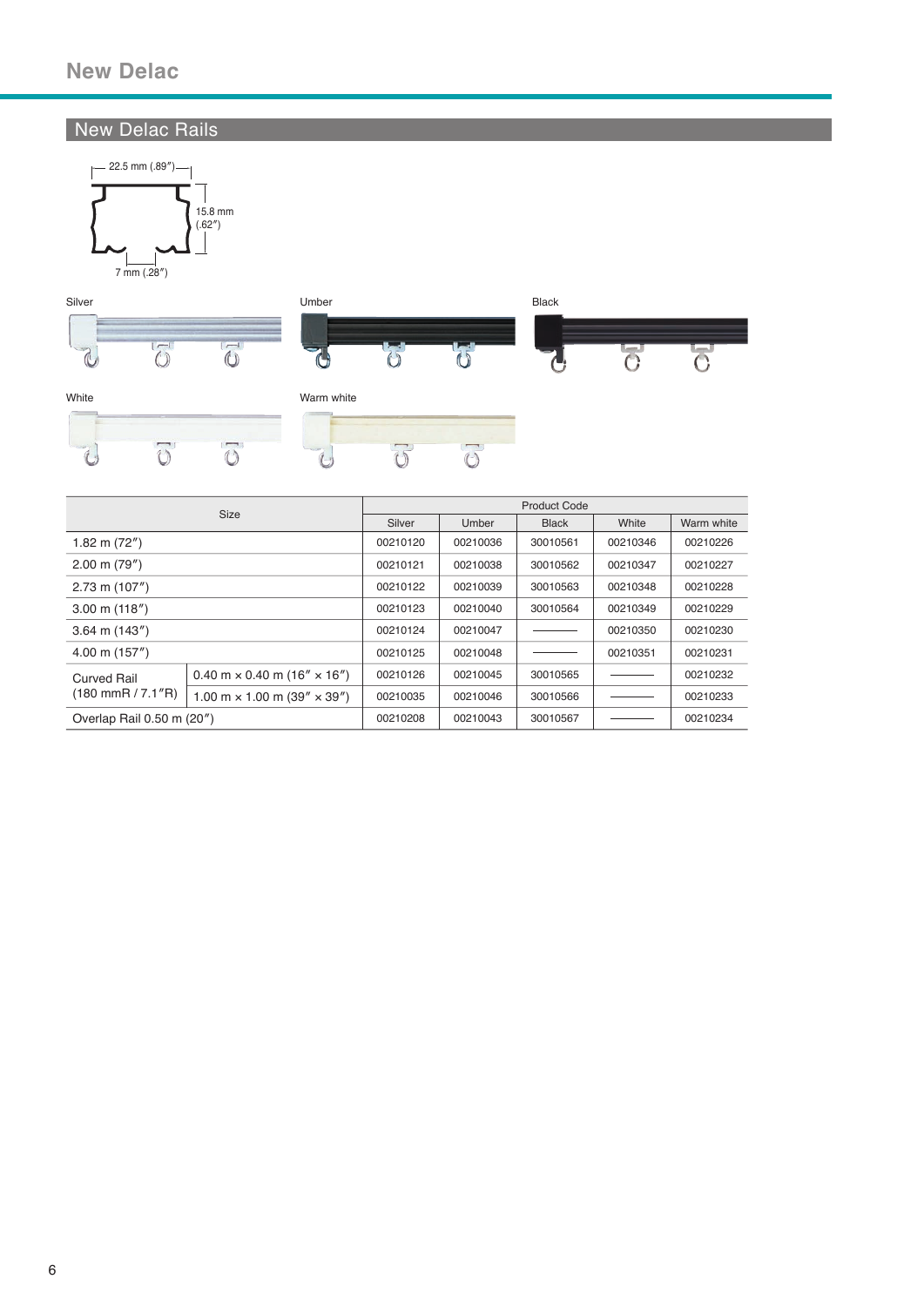# New Delac

## New Delac Rails

22.5 mm (.89″)

15.8 mm (.62″)

7 mm (.28″)

Silver

Umber

Black

White

Warm white

| Size | | Product Code | | | | |
|---|---|---|---|---|---|---|
| | | Silver | Umber | Black | White | Warm white |
| 1.82 m (72″) | | 00210120 | 00210036 | 30010561 | 00210346 | 00210226 |
| 2.00 m (79″) | | 00210121 | 00210038 | 30010562 | 00210347 | 00210227 |
| 2.73 m (107″) | | 00210122 | 00210039 | 30010563 | 00210348 | 00210228 |
| 3.00 m (118″) | | 00210123 | 00210040 | 30010564 | 00210349 | 00210229 |
| 3.64 m (143″) | | 00210124 | 00210047 | ——— | 00210350 | 00210230 |
| 4.00 m (157″) | | 00210125 | 00210048 | ——— | 00210351 | 00210231 |
| Curved Rail (180 mmR / 7.1″R) | 0.40 m × 0.40 m (16″ × 16″) | 00210126 | 00210045 | 30010565 | ——— | 00210232 |
| | 1.00 m × 1.00 m (39″ × 39″) | 00210035 | 00210046 | 30010566 | ——— | 00210233 |
| Overlap Rail 0.50 m (20″) | | 00210208 | 00210043 | 30010567 | ——— | 00210234 |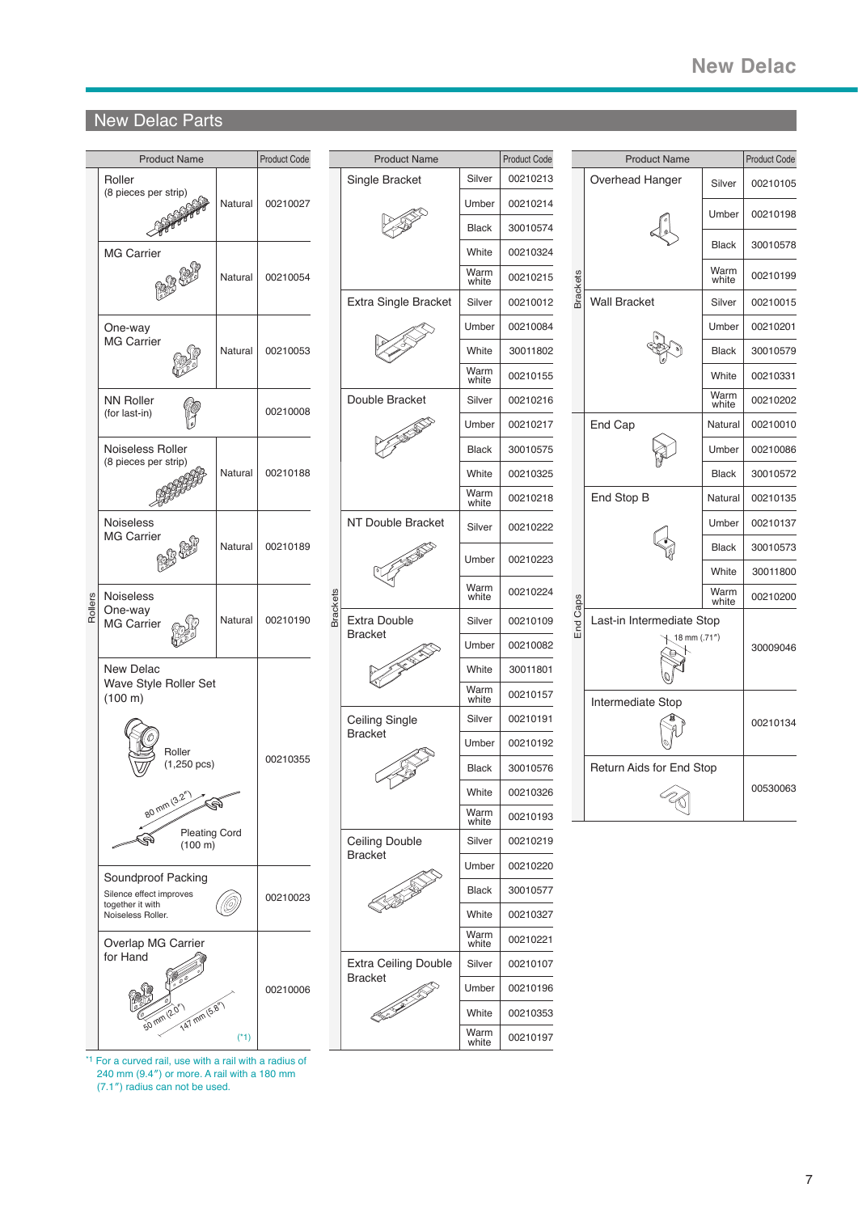## New Delac Parts

| Category | Product Name | Color | Product Code |
|---|---|---|---|
| Rollers | Roller (8 pieces per strip) | Natural | 00210027 |
| Rollers | MG Carrier | Natural | 00210054 |
| Rollers | One-way MG Carrier | Natural | 00210053 |
| Rollers | NN Roller (for last-in) | | 00210008 |
| Rollers | Noiseless Roller (8 pieces per strip) | Natural | 00210188 |
| Rollers | Noiseless MG Carrier | Natural | 00210189 |
| Rollers | Noiseless One-way MG Carrier | Natural | 00210190 |
| Rollers | New Delac Wave Style Roller Set (100 m) — Roller (1,250 pcs), 80 mm (3.2″), Pleating Cord (100 m) | | 00210355 |
| Rollers | Soundproof Packing — Silence effect improves together it with Noiseless Roller. | | 00210023 |
| Rollers | Overlap MG Carrier for Hand — 50 mm (2.0″), 147 mm (5.8″) (*1) | | 00210006 |

*1 For a curved rail, use with a rail with a radius of 240 mm (9.4″) or more. A rail with a 180 mm (7.1″) radius can not be used.

| Category | Product Name | Color | Product Code |
|---|---|---|---|
| Brackets | Single Bracket | Silver | 00210213 |
| | | Umber | 00210214 |
| | | Black | 30010574 |
| | | White | 00210324 |
| | | Warm white | 00210215 |
| Brackets | Extra Single Bracket | Silver | 00210012 |
| | | Umber | 00210084 |
| | | White | 30011802 |
| | | Warm white | 00210155 |
| Brackets | Double Bracket | Silver | 00210216 |
| | | Umber | 00210217 |
| | | Black | 30010575 |
| | | White | 00210325 |
| | | Warm white | 00210218 |
| Brackets | NT Double Bracket | Silver | 00210222 |
| | | Umber | 00210223 |
| | | Warm white | 00210224 |
| Brackets | Extra Double Bracket | Silver | 00210109 |
| | | Umber | 00210082 |
| | | White | 30011801 |
| | | Warm white | 00210157 |
| Brackets | Ceiling Single Bracket | Silver | 00210191 |
| | | Umber | 00210192 |
| | | Black | 30010576 |
| | | White | 00210326 |
| | | Warm white | 00210193 |
| Brackets | Ceiling Double Bracket | Silver | 00210219 |
| | | Umber | 00210220 |
| | | Black | 30010577 |
| | | White | 00210327 |
| | | Warm white | 00210221 |
| Brackets | Extra Ceiling Double Bracket | Silver | 00210107 |
| | | Umber | 00210196 |
| | | White | 00210353 |
| | | Warm white | 00210197 |

| Category | Product Name | Color | Product Code |
|---|---|---|---|
| Brackets | Overhead Hanger | Silver | 00210105 |
| | | Umber | 00210198 |
| | | Black | 30010578 |
| | | Warm white | 00210199 |
| Brackets | Wall Bracket | Silver | 00210015 |
| | | Umber | 00210201 |
| | | Black | 30010579 |
| | | White | 00210331 |
| | | Warm white | 00210202 |
| End Caps | End Cap | Natural | 00210010 |
| | | Umber | 00210086 |
| | | Black | 30010572 |
| End Caps | End Stop B | Natural | 00210135 |
| | | Umber | 00210137 |
| | | Black | 30010573 |
| | | White | 30011800 |
| | | Warm white | 00210200 |
| End Caps | Last-in Intermediate Stop — 18 mm (.71″) | | 30009046 |
| End Caps | Intermediate Stop | | 00210134 |
| End Caps | Return Aids for End Stop | | 00530063 |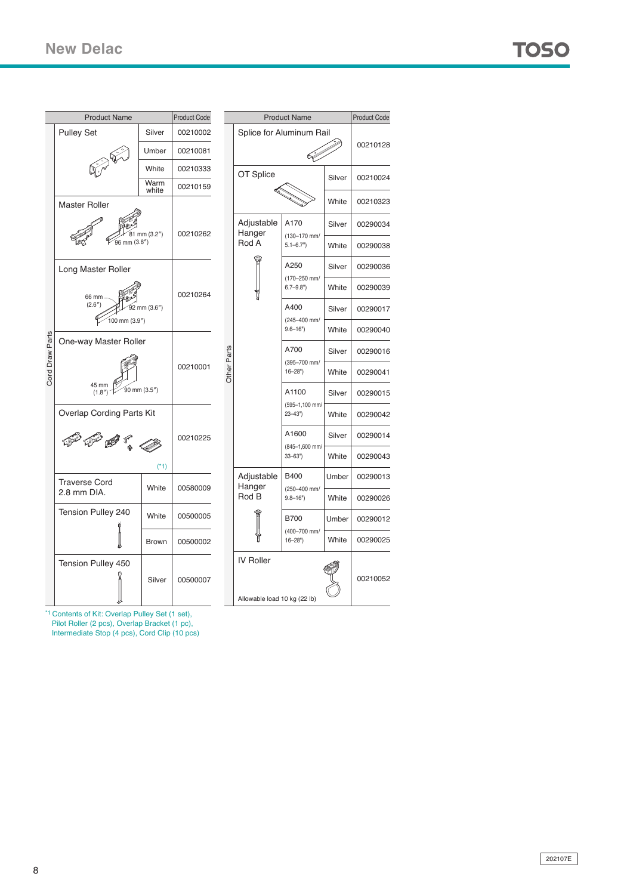## New Delac

**TOSO**

| | Product Name | | Product Code |
|---|---|---|---|
| Cord Draw Parts | Pulley Set | Silver | 00210002 |
| | | Umber | 00210081 |
| | | White | 00210333 |
| | | Warm white | 00210159 |
| | Master Roller (81 mm (3.2″), 96 mm (3.8″)) | | 00210262 |
| | Long Master Roller (66 mm (2.6″), 92 mm (3.6″), 100 mm (3.9″)) | | 00210264 |
| | One-way Master Roller (45 mm (1.8″), 90 mm (3.5″)) | | 00210001 |
| | Overlap Cording Parts Kit (*1) | | 00210225 |
| | Traverse Cord 2.8 mm DIA. | White | 00580009 |
| | Tension Pulley 240 | White | 00500005 |
| | | Brown | 00500002 |
| | Tension Pulley 450 | Silver | 00500007 |

*1 Contents of Kit: Overlap Pulley Set (1 set), Pilot Roller (2 pcs), Overlap Bracket (1 pc), Intermediate Stop (4 pcs), Cord Clip (10 pcs)

| | Product Name | | | Product Code |
|---|---|---|---|---|
| Other Parts | Splice for Aluminum Rail | | | 00210128 |
| | OT Splice | | Silver | 00210024 |
| | | | White | 00210323 |
| | Adjustable Hanger Rod A | A170 (130–170 mm/ 5.1–6.7″) | Silver | 00290034 |
| | | | White | 00290038 |
| | | A250 (170–250 mm/ 6.7–9.8″) | Silver | 00290036 |
| | | | White | 00290039 |
| | | A400 (245–400 mm/ 9.6–16″) | Silver | 00290017 |
| | | | White | 00290040 |
| | | A700 (395–700 mm/ 16–28″) | Silver | 00290016 |
| | | | White | 00290041 |
| | | A1100 (595–1,100 mm/ 23–43″) | Silver | 00290015 |
| | | | White | 00290042 |
| | | A1600 (845–1,600 mm/ 33–63″) | Silver | 00290014 |
| | | | White | 00290043 |
| | Adjustable Hanger Rod B | B400 (250–400 mm/ 9.8–16″) | Umber | 00290013 |
| | | | White | 00290026 |
| | | B700 (400–700 mm/ 16–28″) | Umber | 00290012 |
| | | | White | 00290025 |
| | IV Roller (Allowable load 10 kg (22 lb)) | | | 00210052 |

202107E